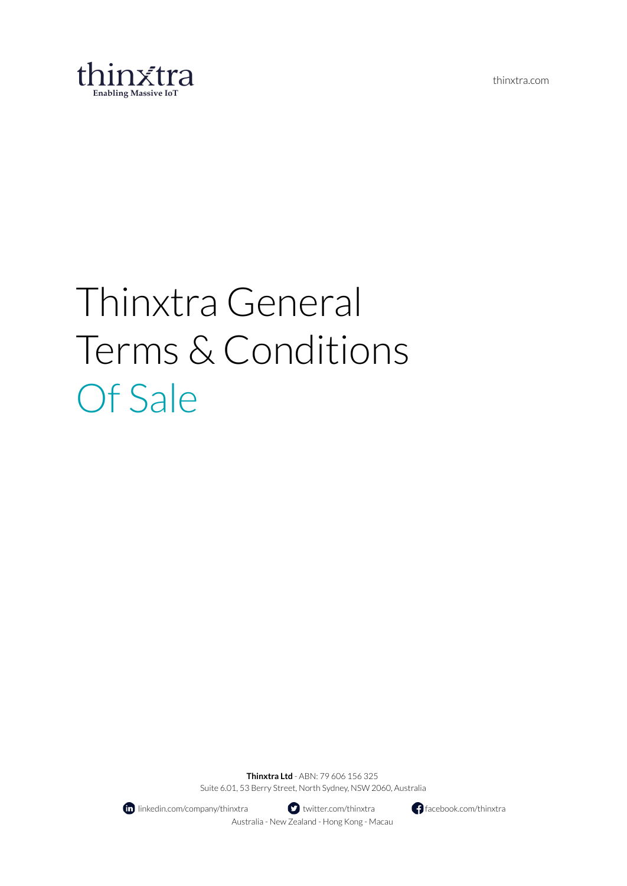thinxtra
Enabling Massive IoT

thinxtra.com

# Thinxtra General Terms & Conditions Of Sale

**Thinxtra Ltd** - ABN: 79 606 156 325
Suite 6.01, 53 Berry Street, North Sydney, NSW 2060, Australia

linkedin.com/company/thinxtra twitter.com/thinxtra facebook.com/thinxtra
Australia - New Zealand - Hong Kong - Macau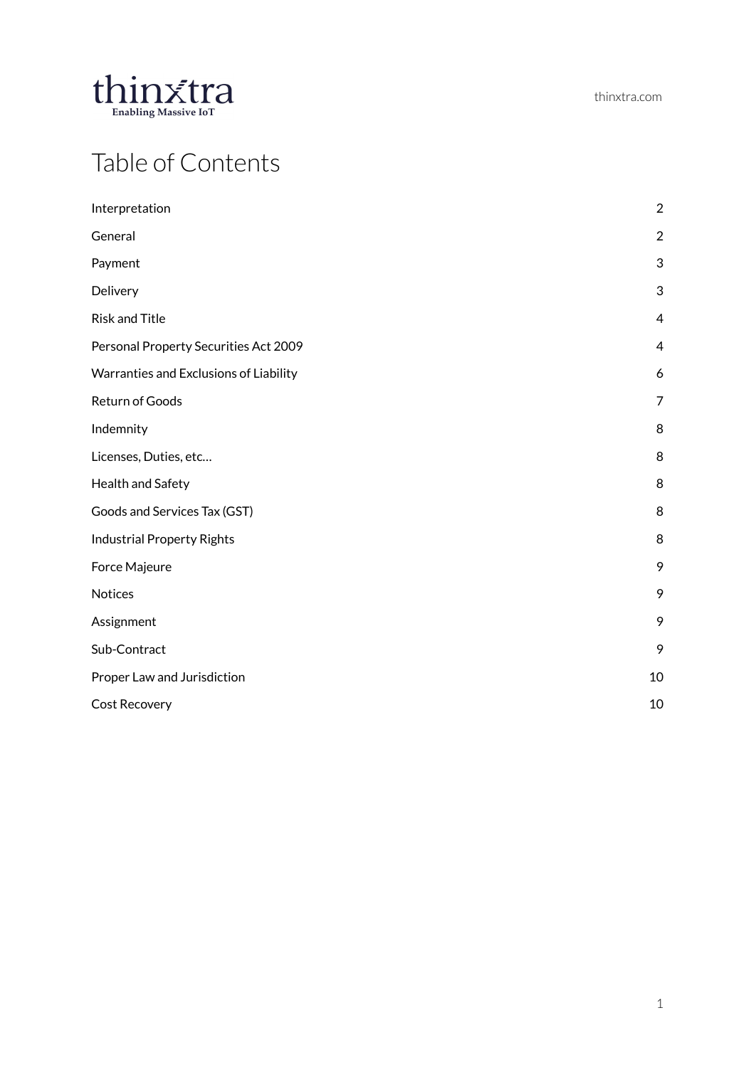# Table of Contents

| | |
|---|---|
| Interpretation | 2 |
| General | 2 |
| Payment | 3 |
| Delivery | 3 |
| Risk and Title | 4 |
| Personal Property Securities Act 2009 | 4 |
| Warranties and Exclusions of Liability | 6 |
| Return of Goods | 7 |
| Indemnity | 8 |
| Licenses, Duties, etc… | 8 |
| Health and Safety | 8 |
| Goods and Services Tax (GST) | 8 |
| Industrial Property Rights | 8 |
| Force Majeure | 9 |
| Notices | 9 |
| Assignment | 9 |
| Sub-Contract | 9 |
| Proper Law and Jurisdiction | 10 |
| Cost Recovery | 10 |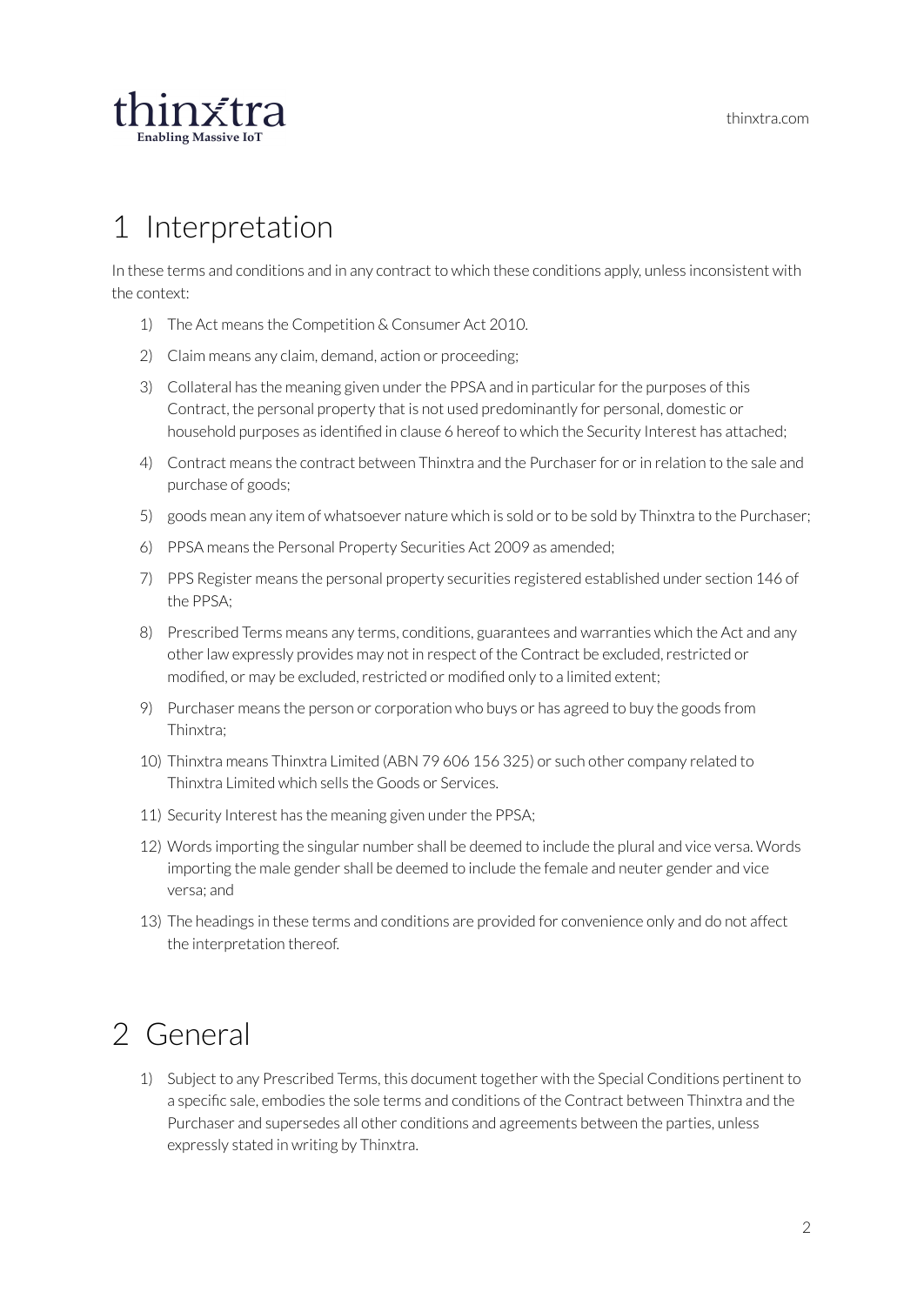# 1 Interpretation

In these terms and conditions and in any contract to which these conditions apply, unless inconsistent with the context:

1) The Act means the Competition & Consumer Act 2010.
2) Claim means any claim, demand, action or proceeding;
3) Collateral has the meaning given under the PPSA and in particular for the purposes of this Contract, the personal property that is not used predominantly for personal, domestic or household purposes as identified in clause 6 hereof to which the Security Interest has attached;
4) Contract means the contract between Thinxtra and the Purchaser for or in relation to the sale and purchase of goods;
5) goods mean any item of whatsoever nature which is sold or to be sold by Thinxtra to the Purchaser;
6) PPSA means the Personal Property Securities Act 2009 as amended;
7) PPS Register means the personal property securities registered established under section 146 of the PPSA;
8) Prescribed Terms means any terms, conditions, guarantees and warranties which the Act and any other law expressly provides may not in respect of the Contract be excluded, restricted or modified, or may be excluded, restricted or modified only to a limited extent;
9) Purchaser means the person or corporation who buys or has agreed to buy the goods from Thinxtra;
10) Thinxtra means Thinxtra Limited (ABN 79 606 156 325) or such other company related to Thinxtra Limited which sells the Goods or Services.
11) Security Interest has the meaning given under the PPSA;
12) Words importing the singular number shall be deemed to include the plural and vice versa. Words importing the male gender shall be deemed to include the female and neuter gender and vice versa; and
13) The headings in these terms and conditions are provided for convenience only and do not affect the interpretation thereof.

# 2 General

1) Subject to any Prescribed Terms, this document together with the Special Conditions pertinent to a specific sale, embodies the sole terms and conditions of the Contract between Thinxtra and the Purchaser and supersedes all other conditions and agreements between the parties, unless expressly stated in writing by Thinxtra.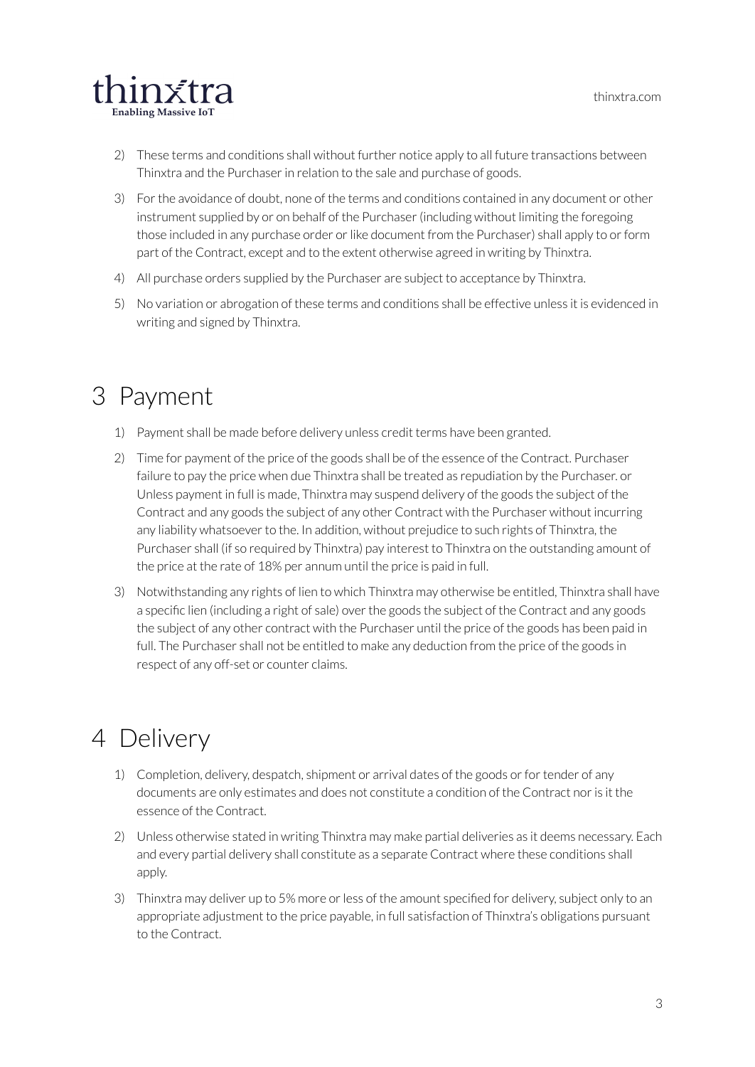2) These terms and conditions shall without further notice apply to all future transactions between Thinxtra and the Purchaser in relation to the sale and purchase of goods.

3) For the avoidance of doubt, none of the terms and conditions contained in any document or other instrument supplied by or on behalf of the Purchaser (including without limiting the foregoing those included in any purchase order or like document from the Purchaser) shall apply to or form part of the Contract, except and to the extent otherwise agreed in writing by Thinxtra.

4) All purchase orders supplied by the Purchaser are subject to acceptance by Thinxtra.

5) No variation or abrogation of these terms and conditions shall be effective unless it is evidenced in writing and signed by Thinxtra.

# 3 Payment

1) Payment shall be made before delivery unless credit terms have been granted.

2) Time for payment of the price of the goods shall be of the essence of the Contract. Purchaser failure to pay the price when due Thinxtra shall be treated as repudiation by the Purchaser. or Unless payment in full is made, Thinxtra may suspend delivery of the goods the subject of the Contract and any goods the subject of any other Contract with the Purchaser without incurring any liability whatsoever to the. In addition, without prejudice to such rights of Thinxtra, the Purchaser shall (if so required by Thinxtra) pay interest to Thinxtra on the outstanding amount of the price at the rate of 18% per annum until the price is paid in full.

3) Notwithstanding any rights of lien to which Thinxtra may otherwise be entitled, Thinxtra shall have a specific lien (including a right of sale) over the goods the subject of the Contract and any goods the subject of any other contract with the Purchaser until the price of the goods has been paid in full. The Purchaser shall not be entitled to make any deduction from the price of the goods in respect of any off-set or counter claims.

# 4 Delivery

1) Completion, delivery, despatch, shipment or arrival dates of the goods or for tender of any documents are only estimates and does not constitute a condition of the Contract nor is it the essence of the Contract.

2) Unless otherwise stated in writing Thinxtra may make partial deliveries as it deems necessary. Each and every partial delivery shall constitute as a separate Contract where these conditions shall apply.

3) Thinxtra may deliver up to 5% more or less of the amount specified for delivery, subject only to an appropriate adjustment to the price payable, in full satisfaction of Thinxtra's obligations pursuant to the Contract.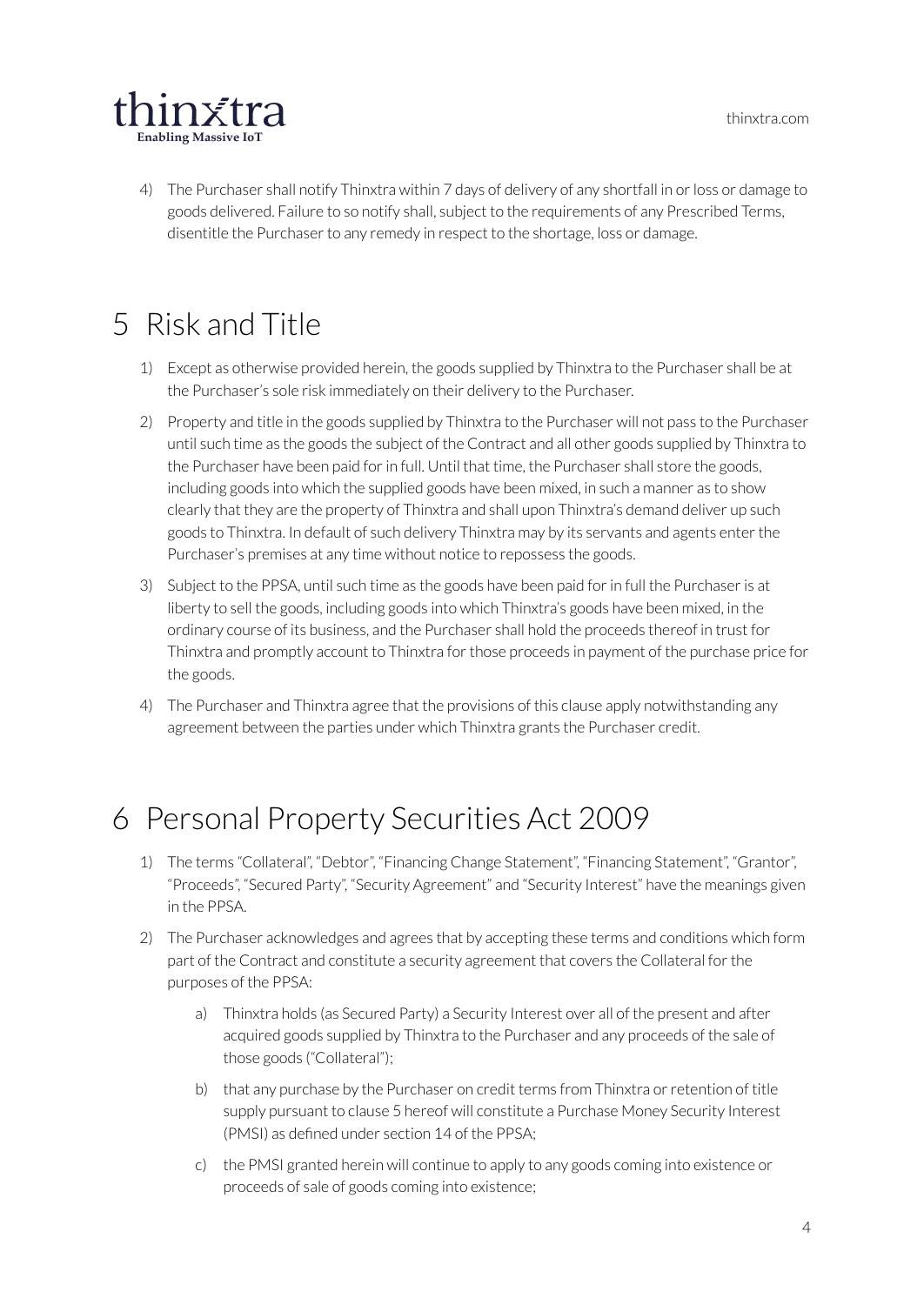4) The Purchaser shall notify Thinxtra within 7 days of delivery of any shortfall in or loss or damage to goods delivered. Failure to so notify shall, subject to the requirements of any Prescribed Terms, disentitle the Purchaser to any remedy in respect to the shortage, loss or damage.

# 5 Risk and Title

1) Except as otherwise provided herein, the goods supplied by Thinxtra to the Purchaser shall be at the Purchaser's sole risk immediately on their delivery to the Purchaser.
2) Property and title in the goods supplied by Thinxtra to the Purchaser will not pass to the Purchaser until such time as the goods the subject of the Contract and all other goods supplied by Thinxtra to the Purchaser have been paid for in full. Until that time, the Purchaser shall store the goods, including goods into which the supplied goods have been mixed, in such a manner as to show clearly that they are the property of Thinxtra and shall upon Thinxtra's demand deliver up such goods to Thinxtra. In default of such delivery Thinxtra may by its servants and agents enter the Purchaser's premises at any time without notice to repossess the goods.
3) Subject to the PPSA, until such time as the goods have been paid for in full the Purchaser is at liberty to sell the goods, including goods into which Thinxtra's goods have been mixed, in the ordinary course of its business, and the Purchaser shall hold the proceeds thereof in trust for Thinxtra and promptly account to Thinxtra for those proceeds in payment of the purchase price for the goods.
4) The Purchaser and Thinxtra agree that the provisions of this clause apply notwithstanding any agreement between the parties under which Thinxtra grants the Purchaser credit.

# 6 Personal Property Securities Act 2009

1) The terms "Collateral", "Debtor", "Financing Change Statement", "Financing Statement", "Grantor", "Proceeds", "Secured Party", "Security Agreement" and "Security Interest" have the meanings given in the PPSA.
2) The Purchaser acknowledges and agrees that by accepting these terms and conditions which form part of the Contract and constitute a security agreement that covers the Collateral for the purposes of the PPSA:
    a) Thinxtra holds (as Secured Party) a Security Interest over all of the present and after acquired goods supplied by Thinxtra to the Purchaser and any proceeds of the sale of those goods ("Collateral");
    b) that any purchase by the Purchaser on credit terms from Thinxtra or retention of title supply pursuant to clause 5 hereof will constitute a Purchase Money Security Interest (PMSI) as defined under section 14 of the PPSA;
    c) the PMSI granted herein will continue to apply to any goods coming into existence or proceeds of sale of goods coming into existence;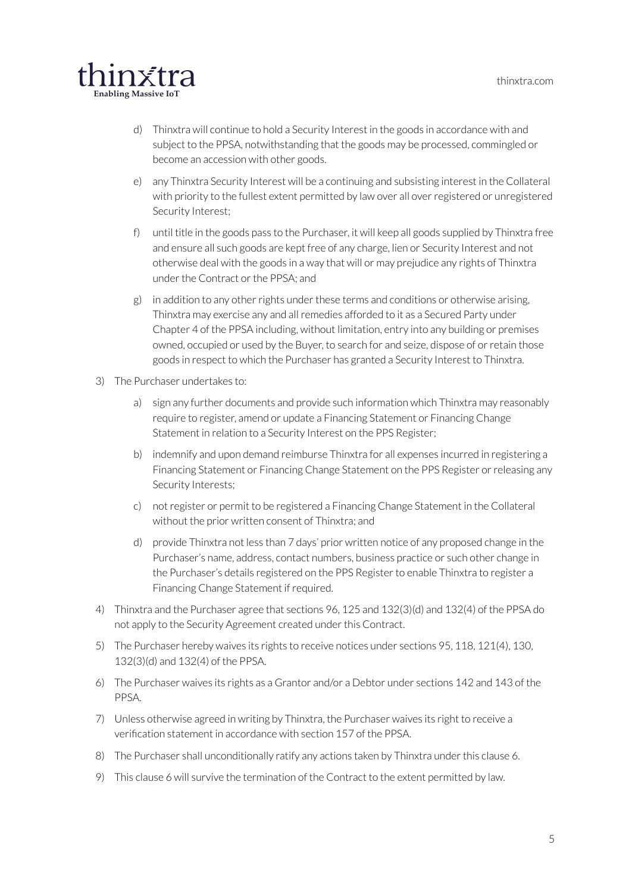d) Thinxtra will continue to hold a Security Interest in the goods in accordance with and subject to the PPSA, notwithstanding that the goods may be processed, commingled or become an accession with other goods.

e) any Thinxtra Security Interest will be a continuing and subsisting interest in the Collateral with priority to the fullest extent permitted by law over all over registered or unregistered Security Interest;

f) until title in the goods pass to the Purchaser, it will keep all goods supplied by Thinxtra free and ensure all such goods are kept free of any charge, lien or Security Interest and not otherwise deal with the goods in a way that will or may prejudice any rights of Thinxtra under the Contract or the PPSA; and

g) in addition to any other rights under these terms and conditions or otherwise arising, Thinxtra may exercise any and all remedies afforded to it as a Secured Party under Chapter 4 of the PPSA including, without limitation, entry into any building or premises owned, occupied or used by the Buyer, to search for and seize, dispose of or retain those goods in respect to which the Purchaser has granted a Security Interest to Thinxtra.

3) The Purchaser undertakes to:

   a) sign any further documents and provide such information which Thinxtra may reasonably require to register, amend or update a Financing Statement or Financing Change Statement in relation to a Security Interest on the PPS Register;

   b) indemnify and upon demand reimburse Thinxtra for all expenses incurred in registering a Financing Statement or Financing Change Statement on the PPS Register or releasing any Security Interests;

   c) not register or permit to be registered a Financing Change Statement in the Collateral without the prior written consent of Thinxtra; and

   d) provide Thinxtra not less than 7 days' prior written notice of any proposed change in the Purchaser's name, address, contact numbers, business practice or such other change in the Purchaser's details registered on the PPS Register to enable Thinxtra to register a Financing Change Statement if required.

4) Thinxtra and the Purchaser agree that sections 96, 125 and 132(3)(d) and 132(4) of the PPSA do not apply to the Security Agreement created under this Contract.

5) The Purchaser hereby waives its rights to receive notices under sections 95, 118, 121(4), 130, 132(3)(d) and 132(4) of the PPSA.

6) The Purchaser waives its rights as a Grantor and/or a Debtor under sections 142 and 143 of the PPSA.

7) Unless otherwise agreed in writing by Thinxtra, the Purchaser waives its right to receive a verification statement in accordance with section 157 of the PPSA.

8) The Purchaser shall unconditionally ratify any actions taken by Thinxtra under this clause 6.

9) This clause 6 will survive the termination of the Contract to the extent permitted by law.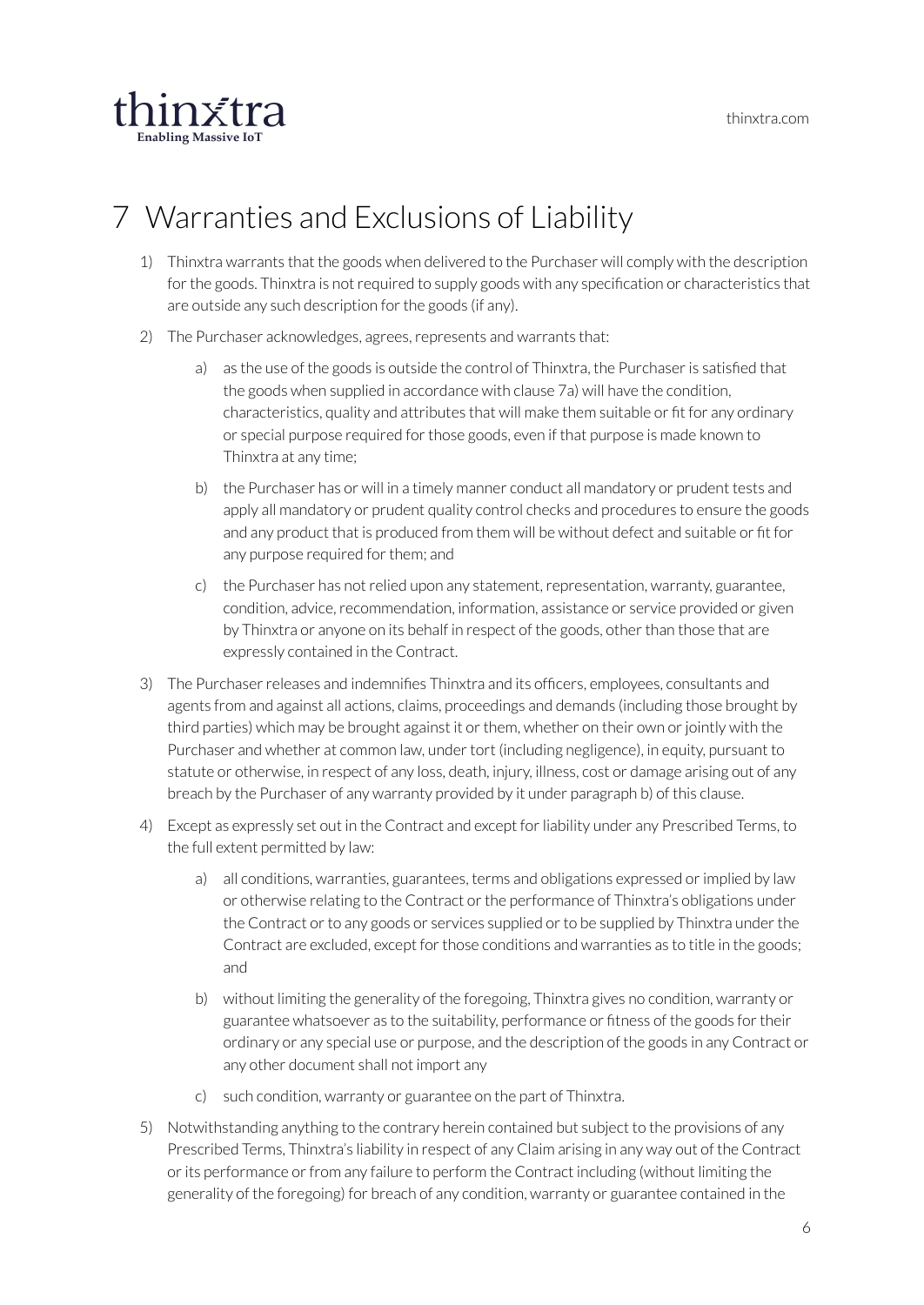# 7 Warranties and Exclusions of Liability

1) Thinxtra warrants that the goods when delivered to the Purchaser will comply with the description for the goods. Thinxtra is not required to supply goods with any specification or characteristics that are outside any such description for the goods (if any).

2) The Purchaser acknowledges, agrees, represents and warrants that:

   a) as the use of the goods is outside the control of Thinxtra, the Purchaser is satisfied that the goods when supplied in accordance with clause 7a) will have the condition, characteristics, quality and attributes that will make them suitable or fit for any ordinary or special purpose required for those goods, even if that purpose is made known to Thinxtra at any time;

   b) the Purchaser has or will in a timely manner conduct all mandatory or prudent tests and apply all mandatory or prudent quality control checks and procedures to ensure the goods and any product that is produced from them will be without defect and suitable or fit for any purpose required for them; and

   c) the Purchaser has not relied upon any statement, representation, warranty, guarantee, condition, advice, recommendation, information, assistance or service provided or given by Thinxtra or anyone on its behalf in respect of the goods, other than those that are expressly contained in the Contract.

3) The Purchaser releases and indemnifies Thinxtra and its officers, employees, consultants and agents from and against all actions, claims, proceedings and demands (including those brought by third parties) which may be brought against it or them, whether on their own or jointly with the Purchaser and whether at common law, under tort (including negligence), in equity, pursuant to statute or otherwise, in respect of any loss, death, injury, illness, cost or damage arising out of any breach by the Purchaser of any warranty provided by it under paragraph b) of this clause.

4) Except as expressly set out in the Contract and except for liability under any Prescribed Terms, to the full extent permitted by law:

   a) all conditions, warranties, guarantees, terms and obligations expressed or implied by law or otherwise relating to the Contract or the performance of Thinxtra's obligations under the Contract or to any goods or services supplied or to be supplied by Thinxtra under the Contract are excluded, except for those conditions and warranties as to title in the goods; and

   b) without limiting the generality of the foregoing, Thinxtra gives no condition, warranty or guarantee whatsoever as to the suitability, performance or fitness of the goods for their ordinary or any special use or purpose, and the description of the goods in any Contract or any other document shall not import any

   c) such condition, warranty or guarantee on the part of Thinxtra.

5) Notwithstanding anything to the contrary herein contained but subject to the provisions of any Prescribed Terms, Thinxtra's liability in respect of any Claim arising in any way out of the Contract or its performance or from any failure to perform the Contract including (without limiting the generality of the foregoing) for breach of any condition, warranty or guarantee contained in the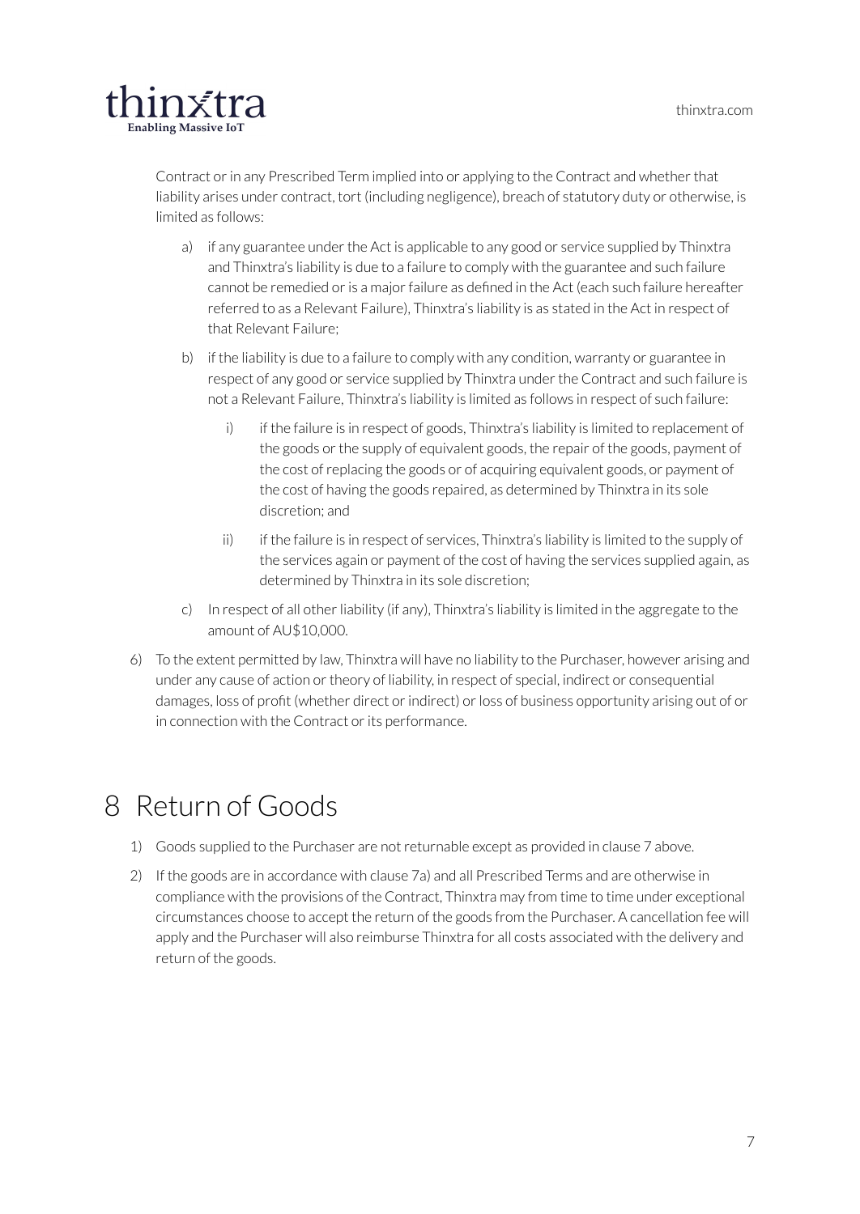Contract or in any Prescribed Term implied into or applying to the Contract and whether that liability arises under contract, tort (including negligence), breach of statutory duty or otherwise, is limited as follows:

a) if any guarantee under the Act is applicable to any good or service supplied by Thinxtra and Thinxtra's liability is due to a failure to comply with the guarantee and such failure cannot be remedied or is a major failure as defined in the Act (each such failure hereafter referred to as a Relevant Failure), Thinxtra's liability is as stated in the Act in respect of that Relevant Failure;

b) if the liability is due to a failure to comply with any condition, warranty or guarantee in respect of any good or service supplied by Thinxtra under the Contract and such failure is not a Relevant Failure, Thinxtra's liability is limited as follows in respect of such failure:

   i) if the failure is in respect of goods, Thinxtra's liability is limited to replacement of the goods or the supply of equivalent goods, the repair of the goods, payment of the cost of replacing the goods or of acquiring equivalent goods, or payment of the cost of having the goods repaired, as determined by Thinxtra in its sole discretion; and

   ii) if the failure is in respect of services, Thinxtra's liability is limited to the supply of the services again or payment of the cost of having the services supplied again, as determined by Thinxtra in its sole discretion;

c) In respect of all other liability (if any), Thinxtra's liability is limited in the aggregate to the amount of AU$10,000.

6) To the extent permitted by law, Thinxtra will have no liability to the Purchaser, however arising and under any cause of action or theory of liability, in respect of special, indirect or consequential damages, loss of profit (whether direct or indirect) or loss of business opportunity arising out of or in connection with the Contract or its performance.

# 8 Return of Goods

1) Goods supplied to the Purchaser are not returnable except as provided in clause 7 above.

2) If the goods are in accordance with clause 7a) and all Prescribed Terms and are otherwise in compliance with the provisions of the Contract, Thinxtra may from time to time under exceptional circumstances choose to accept the return of the goods from the Purchaser. A cancellation fee will apply and the Purchaser will also reimburse Thinxtra for all costs associated with the delivery and return of the goods.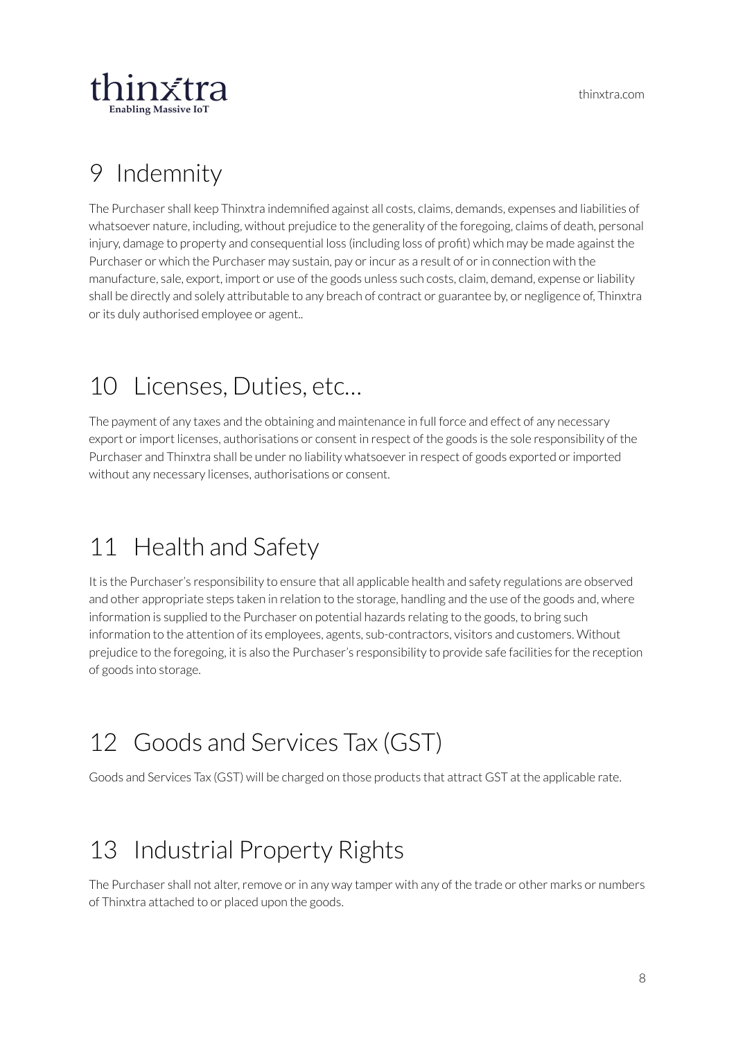# 9 Indemnity

The Purchaser shall keep Thinxtra indemnified against all costs, claims, demands, expenses and liabilities of whatsoever nature, including, without prejudice to the generality of the foregoing, claims of death, personal injury, damage to property and consequential loss (including loss of profit) which may be made against the Purchaser or which the Purchaser may sustain, pay or incur as a result of or in connection with the manufacture, sale, export, import or use of the goods unless such costs, claim, demand, expense or liability shall be directly and solely attributable to any breach of contract or guarantee by, or negligence of, Thinxtra or its duly authorised employee or agent..

# 10 Licenses, Duties, etc…

The payment of any taxes and the obtaining and maintenance in full force and effect of any necessary export or import licenses, authorisations or consent in respect of the goods is the sole responsibility of the Purchaser and Thinxtra shall be under no liability whatsoever in respect of goods exported or imported without any necessary licenses, authorisations or consent.

# 11 Health and Safety

It is the Purchaser's responsibility to ensure that all applicable health and safety regulations are observed and other appropriate steps taken in relation to the storage, handling and the use of the goods and, where information is supplied to the Purchaser on potential hazards relating to the goods, to bring such information to the attention of its employees, agents, sub-contractors, visitors and customers. Without prejudice to the foregoing, it is also the Purchaser's responsibility to provide safe facilities for the reception of goods into storage.

# 12 Goods and Services Tax (GST)

Goods and Services Tax (GST) will be charged on those products that attract GST at the applicable rate.

# 13 Industrial Property Rights

The Purchaser shall not alter, remove or in any way tamper with any of the trade or other marks or numbers of Thinxtra attached to or placed upon the goods.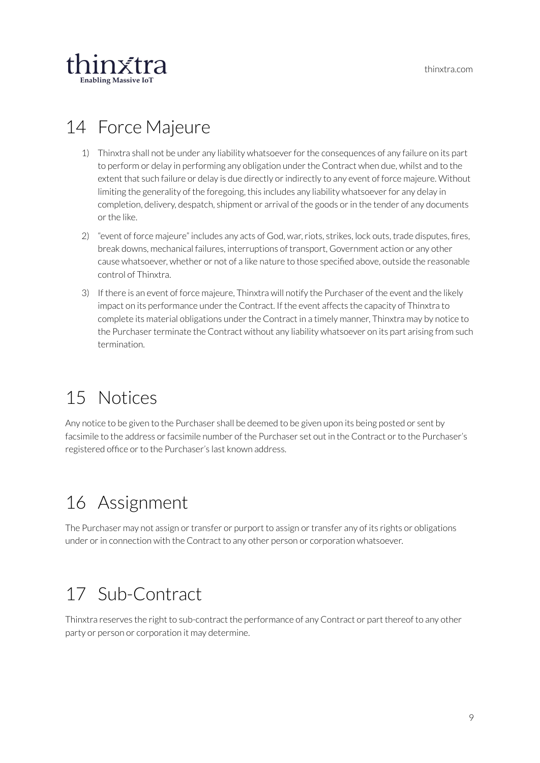# 14 Force Majeure

1) Thinxtra shall not be under any liability whatsoever for the consequences of any failure on its part to perform or delay in performing any obligation under the Contract when due, whilst and to the extent that such failure or delay is due directly or indirectly to any event of force majeure. Without limiting the generality of the foregoing, this includes any liability whatsoever for any delay in completion, delivery, despatch, shipment or arrival of the goods or in the tender of any documents or the like.

2) "event of force majeure" includes any acts of God, war, riots, strikes, lock outs, trade disputes, fires, break downs, mechanical failures, interruptions of transport, Government action or any other cause whatsoever, whether or not of a like nature to those specified above, outside the reasonable control of Thinxtra.

3) If there is an event of force majeure, Thinxtra will notify the Purchaser of the event and the likely impact on its performance under the Contract. If the event affects the capacity of Thinxtra to complete its material obligations under the Contract in a timely manner, Thinxtra may by notice to the Purchaser terminate the Contract without any liability whatsoever on its part arising from such termination.

# 15 Notices

Any notice to be given to the Purchaser shall be deemed to be given upon its being posted or sent by facsimile to the address or facsimile number of the Purchaser set out in the Contract or to the Purchaser's registered office or to the Purchaser's last known address.

# 16 Assignment

The Purchaser may not assign or transfer or purport to assign or transfer any of its rights or obligations under or in connection with the Contract to any other person or corporation whatsoever.

# 17 Sub-Contract

Thinxtra reserves the right to sub-contract the performance of any Contract or part thereof to any other party or person or corporation it may determine.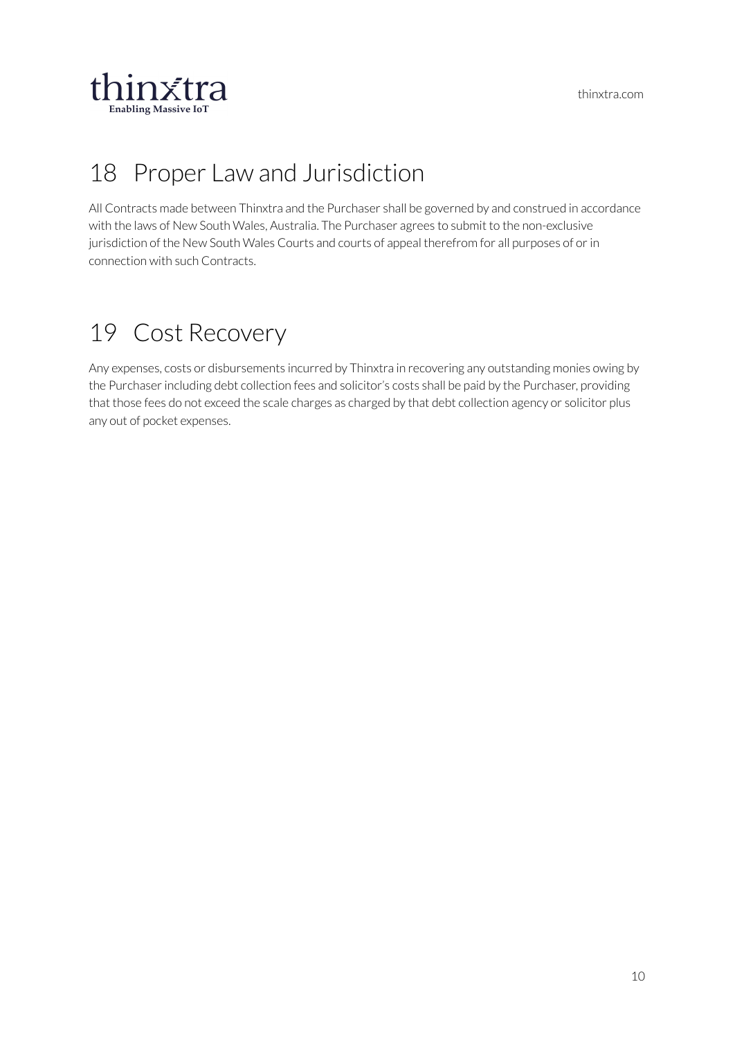# 18 Proper Law and Jurisdiction

All Contracts made between Thinxtra and the Purchaser shall be governed by and construed in accordance with the laws of New South Wales, Australia. The Purchaser agrees to submit to the non-exclusive jurisdiction of the New South Wales Courts and courts of appeal therefrom for all purposes of or in connection with such Contracts.

# 19 Cost Recovery

Any expenses, costs or disbursements incurred by Thinxtra in recovering any outstanding monies owing by the Purchaser including debt collection fees and solicitor's costs shall be paid by the Purchaser, providing that those fees do not exceed the scale charges as charged by that debt collection agency or solicitor plus any out of pocket expenses.